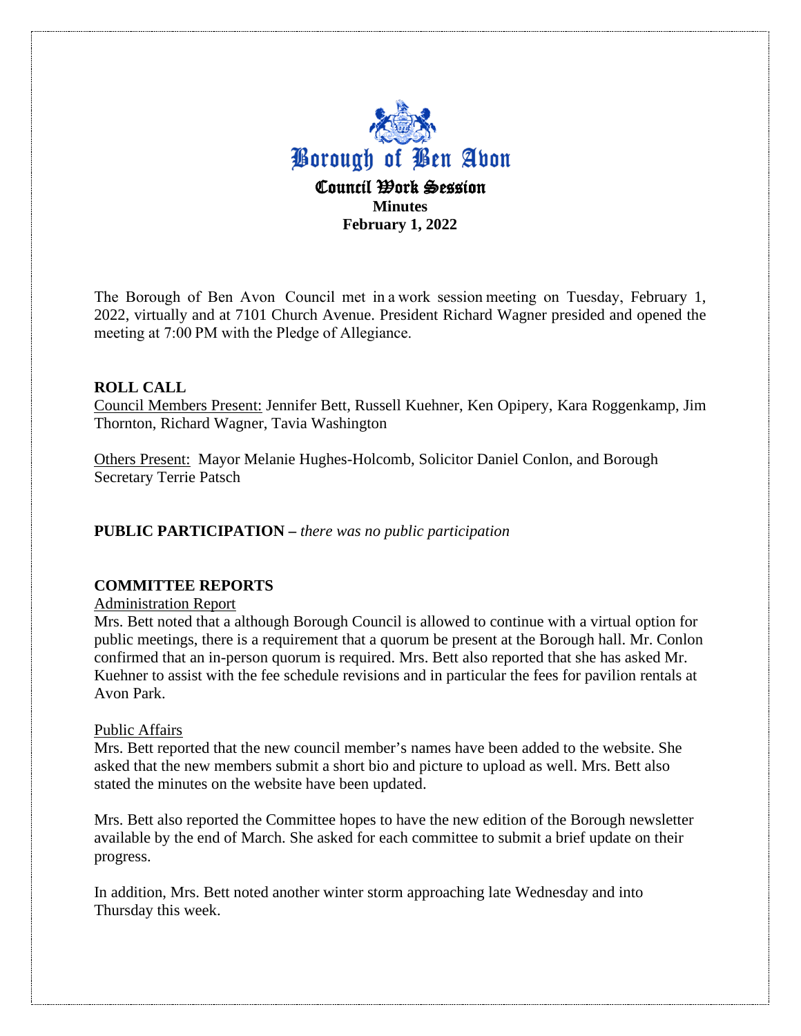# Borough of Ben Avon

## Council Work Session

**Minutes**

**February 1, 2022**

The Borough of Ben Avon Council met in a work session meeting on Tuesday, February 1, 2022, virtually and at 7101 Church Avenue. President Richard Wagner presided and opened the meeting at 7:00 PM with the Pledge of Allegiance.

**ROLL CALL**

Council Members Present: Jennifer Bett, Russell Kuehner, Ken Opipery, Kara Roggenkamp, Jim Thornton, Richard Wagner, Tavia Washington

Others Present: Mayor Melanie Hughes-Holcomb, Solicitor Daniel Conlon, and Borough Secretary Terrie Patsch

**PUBLIC PARTICIPATION –** *there was no public participation*

**COMMITTEE REPORTS**

Administration Report

Mrs. Bett noted that a although Borough Council is allowed to continue with a virtual option for public meetings, there is a requirement that a quorum be present at the Borough hall. Mr. Conlon confirmed that an in-person quorum is required. Mrs. Bett also reported that she has asked Mr. Kuehner to assist with the fee schedule revisions and in particular the fees for pavilion rentals at Avon Park.

Public Affairs

Mrs. Bett reported that the new council member's names have been added to the website. She asked that the new members submit a short bio and picture to upload as well. Mrs. Bett also stated the minutes on the website have been updated.

Mrs. Bett also reported the Committee hopes to have the new edition of the Borough newsletter available by the end of March. She asked for each committee to submit a brief update on their progress.

In addition, Mrs. Bett noted another winter storm approaching late Wednesday and into Thursday this week.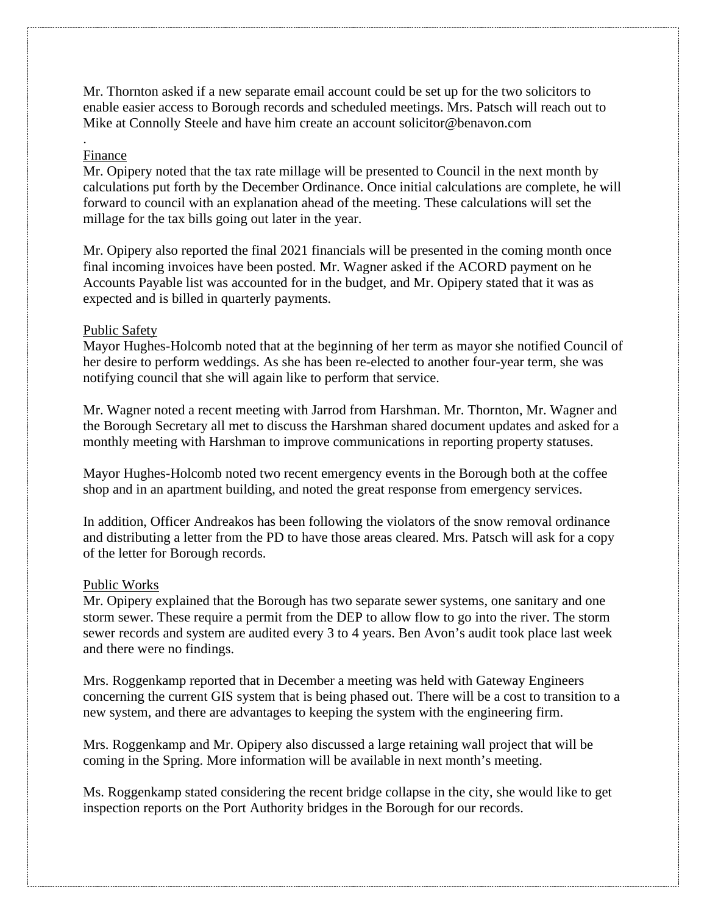Mr. Thornton asked if a new separate email account could be set up for the two solicitors to enable easier access to Borough records and scheduled meetings. Mrs. Patsch will reach out to Mike at Connolly Steele and have him create an account solicitor@benavon.com

.

Finance

Mr. Opipery noted that the tax rate millage will be presented to Council in the next month by calculations put forth by the December Ordinance. Once initial calculations are complete, he will forward to council with an explanation ahead of the meeting. These calculations will set the millage for the tax bills going out later in the year.

Mr. Opipery also reported the final 2021 financials will be presented in the coming month once final incoming invoices have been posted. Mr. Wagner asked if the ACORD payment on he Accounts Payable list was accounted for in the budget, and Mr. Opipery stated that it was as expected and is billed in quarterly payments.

Public Safety

Mayor Hughes-Holcomb noted that at the beginning of her term as mayor she notified Council of her desire to perform weddings. As she has been re-elected to another four-year term, she was notifying council that she will again like to perform that service.

Mr. Wagner noted a recent meeting with Jarrod from Harshman. Mr. Thornton, Mr. Wagner and the Borough Secretary all met to discuss the Harshman shared document updates and asked for a monthly meeting with Harshman to improve communications in reporting property statuses.

Mayor Hughes-Holcomb noted two recent emergency events in the Borough both at the coffee shop and in an apartment building, and noted the great response from emergency services.

In addition, Officer Andreakos has been following the violators of the snow removal ordinance and distributing a letter from the PD to have those areas cleared. Mrs. Patsch will ask for a copy of the letter for Borough records.

Public Works

Mr. Opipery explained that the Borough has two separate sewer systems, one sanitary and one storm sewer. These require a permit from the DEP to allow flow to go into the river. The storm sewer records and system are audited every 3 to 4 years. Ben Avon's audit took place last week and there were no findings.

Mrs. Roggenkamp reported that in December a meeting was held with Gateway Engineers concerning the current GIS system that is being phased out. There will be a cost to transition to a new system, and there are advantages to keeping the system with the engineering firm.

Mrs. Roggenkamp and Mr. Opipery also discussed a large retaining wall project that will be coming in the Spring. More information will be available in next month's meeting.

Ms. Roggenkamp stated considering the recent bridge collapse in the city, she would like to get inspection reports on the Port Authority bridges in the Borough for our records.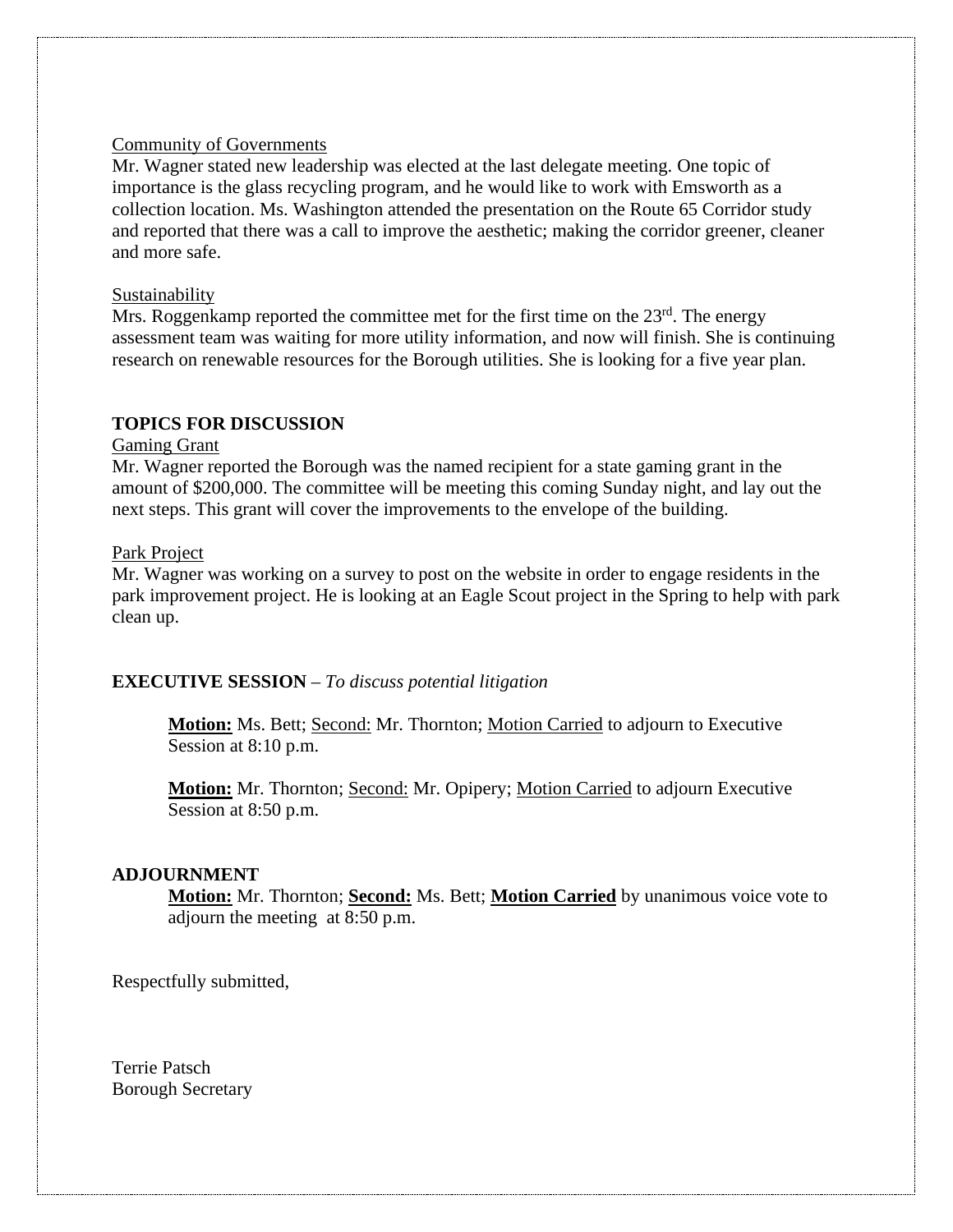Community of Governments

Mr. Wagner stated new leadership was elected at the last delegate meeting. One topic of importance is the glass recycling program, and he would like to work with Emsworth as a collection location. Ms. Washington attended the presentation on the Route 65 Corridor study and reported that there was a call to improve the aesthetic; making the corridor greener, cleaner and more safe.

Sustainability

Mrs. Roggenkamp reported the committee met for the first time on the 23rd. The energy assessment team was waiting for more utility information, and now will finish. She is continuing research on renewable resources for the Borough utilities. She is looking for a five year plan.

**TOPICS FOR DISCUSSION**

Gaming Grant

Mr. Wagner reported the Borough was the named recipient for a state gaming grant in the amount of $200,000. The committee will be meeting this coming Sunday night, and lay out the next steps. This grant will cover the improvements to the envelope of the building.

Park Project

Mr. Wagner was working on a survey to post on the website in order to engage residents in the park improvement project. He is looking at an Eagle Scout project in the Spring to help with park clean up.

**EXECUTIVE SESSION** – *To discuss potential litigation*

> **Motion:** Ms. Bett; Second: Mr. Thornton; Motion Carried to adjourn to Executive Session at 8:10 p.m.
>
> **Motion:** Mr. Thornton; Second: Mr. Opipery; Motion Carried to adjourn Executive Session at 8:50 p.m.

**ADJOURNMENT**

> **Motion:** Mr. Thornton; **Second:** Ms. Bett; **Motion Carried** by unanimous voice vote to adjourn the meeting at 8:50 p.m.

Respectfully submitted,

Terrie Patsch
Borough Secretary